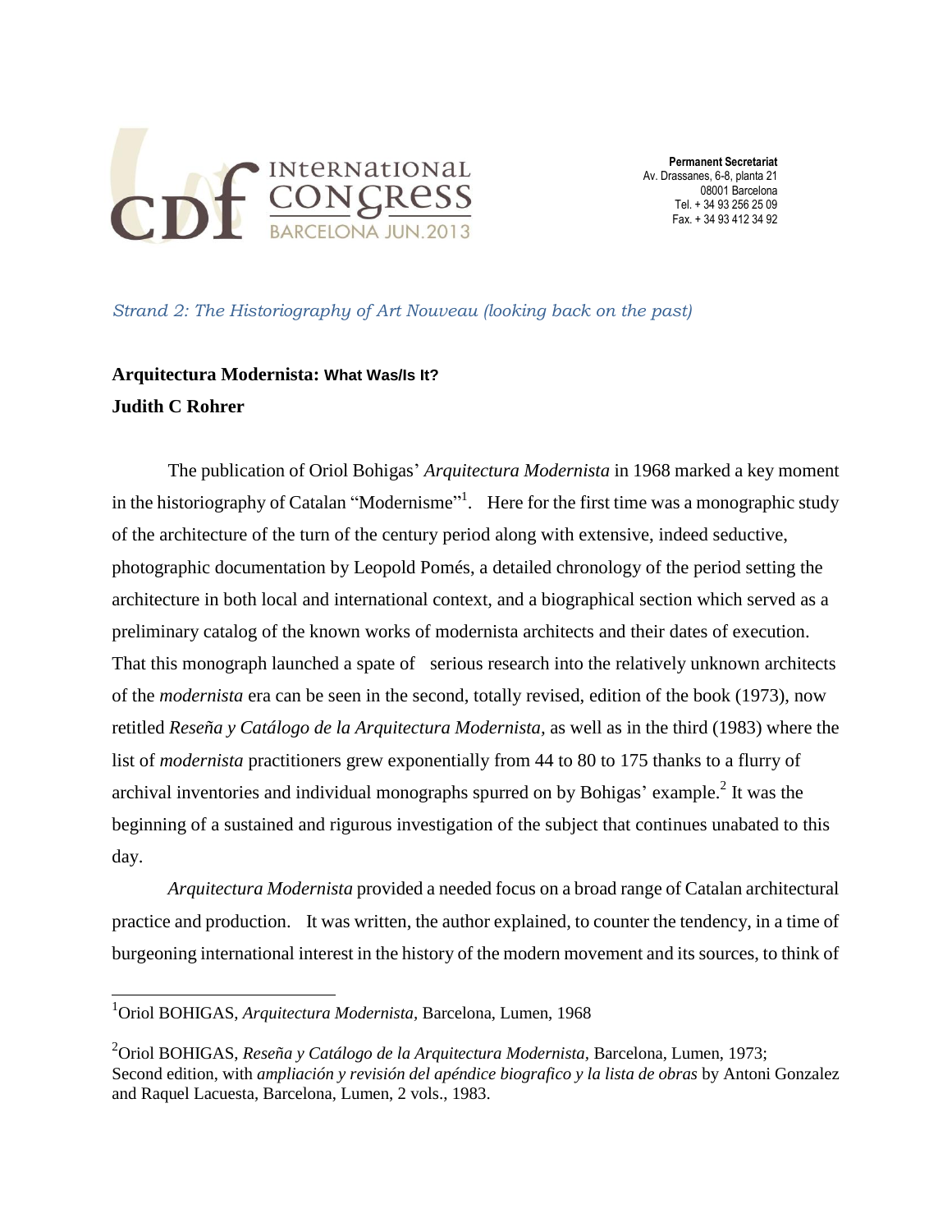*Strand 2: The Historiography of Art Nouveau (looking back on the past)*

## Arquitectura Modernista: What Was/Is It?

**Judith C Rohrer**

The publication of Oriol Bohigas' *Arquitectura Modernista* in 1968 marked a key moment in the historiography of Catalan "Modernisme"[1]. Here for the first time was a monographic study of the architecture of the turn of the century period along with extensive, indeed seductive, photographic documentation by Leopold Pomés, a detailed chronology of the period setting the architecture in both local and international context, and a biographical section which served as a preliminary catalog of the known works of modernista architects and their dates of execution. That this monograph launched a spate of serious research into the relatively unknown architects of the *modernista* era can be seen in the second, totally revised, edition of the book (1973), now retitled *Reseña y Catálogo de la Arquitectura Modernista*, as well as in the third (1983) where the list of *modernista* practitioners grew exponentially from 44 to 80 to 175 thanks to a flurry of archival inventories and individual monographs spurred on by Bohigas' example.[2] It was the beginning of a sustained and rigurous investigation of the subject that continues unabated to this day.

*Arquitectura Modernista* provided a needed focus on a broad range of Catalan architectural practice and production. It was written, the author explained, to counter the tendency, in a time of burgeoning international interest in the history of the modern movement and its sources, to think of

---

[1] Oriol BOHIGAS, *Arquitectura Modernista*, Barcelona, Lumen, 1968

[2] Oriol BOHIGAS, *Reseña y Catálogo de la Arquitectura Modernista*, Barcelona, Lumen, 1973; Second edition, with *ampliación y revisión del apéndice biografico y la lista de obras* by Antoni Gonzalez and Raquel Lacuesta, Barcelona, Lumen, 2 vols., 1983.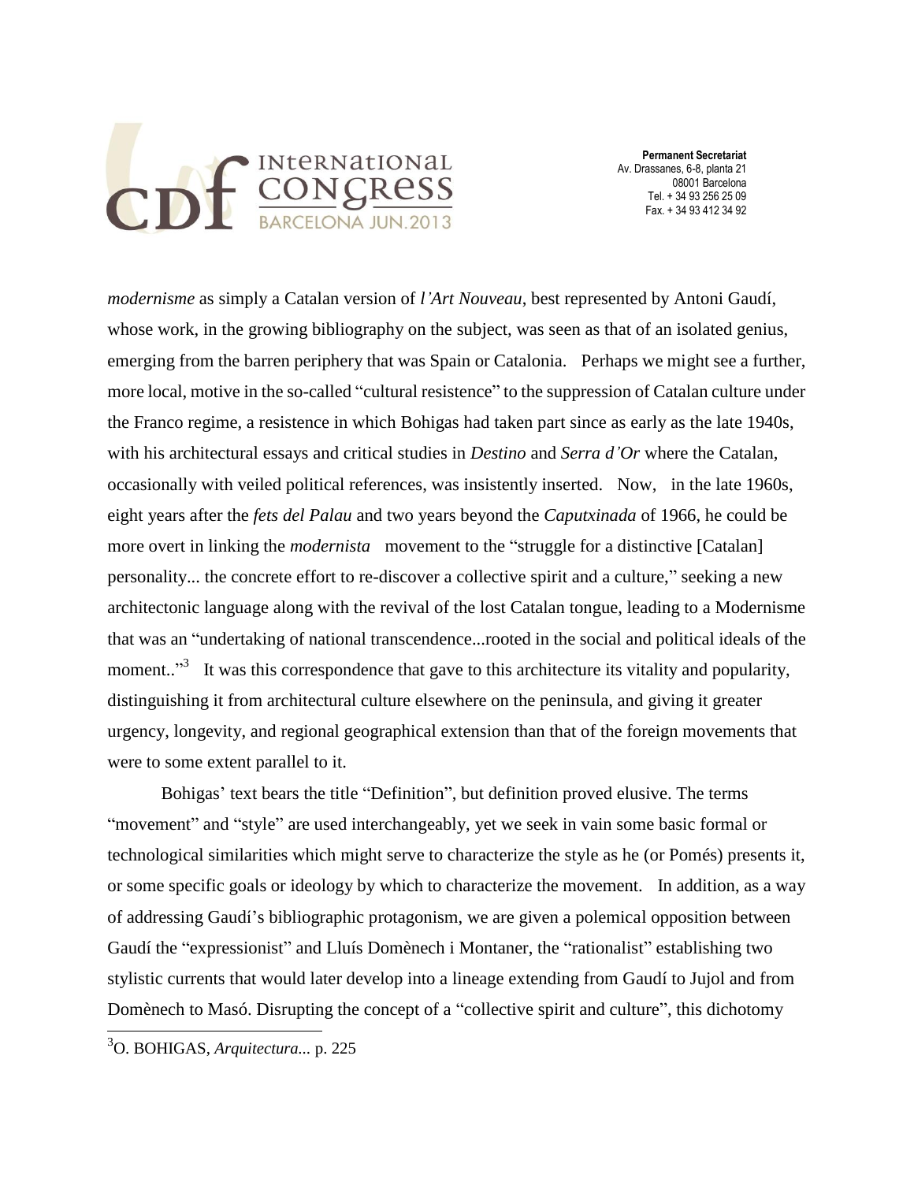*modernisme* as simply a Catalan version of *l'Art Nouveau*, best represented by Antoni Gaudí, whose work, in the growing bibliography on the subject, was seen as that of an isolated genius, emerging from the barren periphery that was Spain or Catalonia. Perhaps we might see a further, more local, motive in the so-called "cultural resistence" to the suppression of Catalan culture under the Franco regime, a resistence in which Bohigas had taken part since as early as the late 1940s, with his architectural essays and critical studies in *Destino* and *Serra d'Or* where the Catalan, occasionally with veiled political references, was insistently inserted. Now, in the late 1960s, eight years after the *fets del Palau* and two years beyond the *Caputxinada* of 1966, he could be more overt in linking the *modernista* movement to the "struggle for a distinctive [Catalan] personality... the concrete effort to re-discover a collective spirit and a culture," seeking a new architectonic language along with the revival of the lost Catalan tongue, leading to a Modernisme that was an "undertaking of national transcendence...rooted in the social and political ideals of the moment.."[3] It was this correspondence that gave to this architecture its vitality and popularity, distinguishing it from architectural culture elsewhere on the peninsula, and giving it greater urgency, longevity, and regional geographical extension than that of the foreign movements that were to some extent parallel to it.

Bohigas' text bears the title "Definition", but definition proved elusive. The terms "movement" and "style" are used interchangeably, yet we seek in vain some basic formal or technological similarities which might serve to characterize the style as he (or Pomés) presents it, or some specific goals or ideology by which to characterize the movement. In addition, as a way of addressing Gaudí's bibliographic protagonism, we are given a polemical opposition between Gaudí the "expressionist" and Lluís Domènech i Montaner, the "rationalist" establishing two stylistic currents that would later develop into a lineage extending from Gaudí to Jujol and from Domènech to Masó. Disrupting the concept of a "collective spirit and culture", this dichotomy

---

[3] O. BOHIGAS, *Arquitectura...* p. 225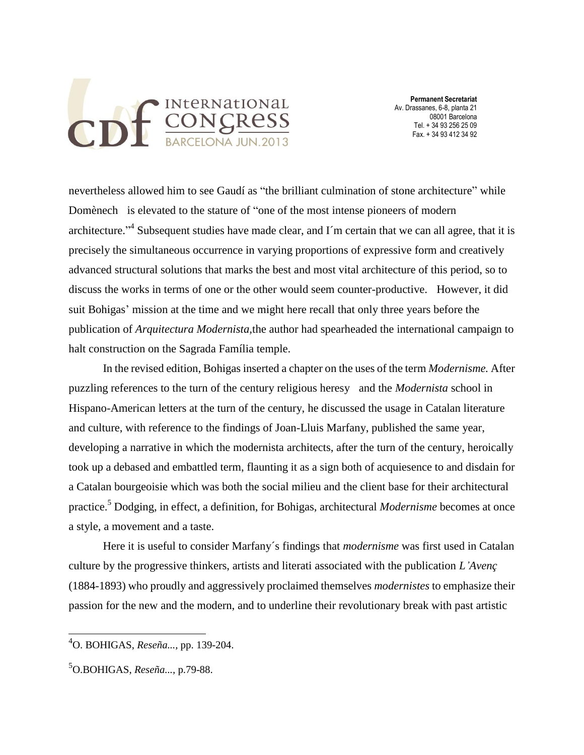nevertheless allowed him to see Gaudí as "the brilliant culmination of stone architecture" while Domènech is elevated to the stature of "one of the most intense pioneers of modern architecture."[4] Subsequent studies have made clear, and I´m certain that we can all agree, that it is precisely the simultaneous occurrence in varying proportions of expressive form and creatively advanced structural solutions that marks the best and most vital architecture of this period, so to discuss the works in terms of one or the other would seem counter-productive. However, it did suit Bohigas' mission at the time and we might here recall that only three years before the publication of *Arquitectura Modernista,*the author had spearheaded the international campaign to halt construction on the Sagrada Família temple.

In the revised edition, Bohigas inserted a chapter on the uses of the term *Modernisme.* After puzzling references to the turn of the century religious heresy and the *Modernista* school in Hispano-American letters at the turn of the century, he discussed the usage in Catalan literature and culture, with reference to the findings of Joan-Lluis Marfany, published the same year, developing a narrative in which the modernista architects, after the turn of the century, heroically took up a debased and embattled term, flaunting it as a sign both of acquiesence to and disdain for a Catalan bourgeoisie which was both the social milieu and the client base for their architectural practice.[5] Dodging, in effect, a definition, for Bohigas, architectural *Modernisme* becomes at once a style, a movement and a taste.

Here it is useful to consider Marfany´s findings that *modernisme* was first used in Catalan culture by the progressive thinkers, artists and literati associated with the publication *L'Avenç* (1884-1893) who proudly and aggressively proclaimed themselves *modernistes* to emphasize their passion for the new and the modern, and to underline their revolutionary break with past artistic

---

[4]O. BOHIGAS, *Reseña...,* pp. 139-204.

[5]O.BOHIGAS, *Reseña...,* p.79-88.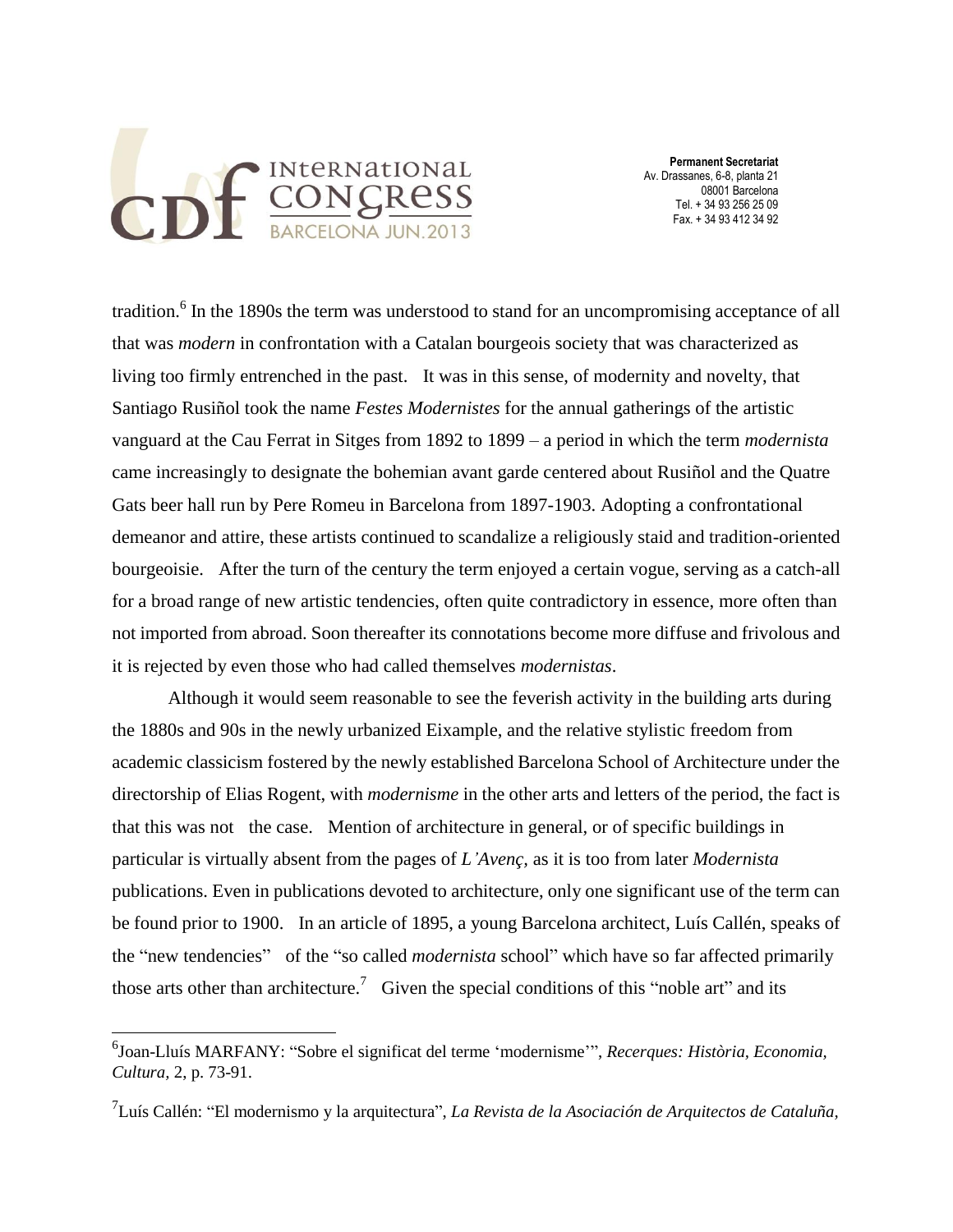tradition.[6] In the 1890s the term was understood to stand for an uncompromising acceptance of all that was *modern* in confrontation with a Catalan bourgeois society that was characterized as living too firmly entrenched in the past. It was in this sense, of modernity and novelty, that Santiago Rusiñol took the name *Festes Modernistes* for the annual gatherings of the artistic vanguard at the Cau Ferrat in Sitges from 1892 to 1899 – a period in which the term *modernista* came increasingly to designate the bohemian avant garde centered about Rusiñol and the Quatre Gats beer hall run by Pere Romeu in Barcelona from 1897-1903. Adopting a confrontational demeanor and attire, these artists continued to scandalize a religiously staid and tradition-oriented bourgeoisie. After the turn of the century the term enjoyed a certain vogue, serving as a catch-all for a broad range of new artistic tendencies, often quite contradictory in essence, more often than not imported from abroad. Soon thereafter its connotations become more diffuse and frivolous and it is rejected by even those who had called themselves *modernistas*.

Although it would seem reasonable to see the feverish activity in the building arts during the 1880s and 90s in the newly urbanized Eixample, and the relative stylistic freedom from academic classicism fostered by the newly established Barcelona School of Architecture under the directorship of Elias Rogent, with *modernisme* in the other arts and letters of the period, the fact is that this was not the case. Mention of architecture in general, or of specific buildings in particular is virtually absent from the pages of *L'Avenç*, as it is too from later *Modernista* publications. Even in publications devoted to architecture, only one significant use of the term can be found prior to 1900. In an article of 1895, a young Barcelona architect, Luís Callén, speaks of the "new tendencies" of the "so called *modernista* school" which have so far affected primarily those arts other than architecture.[7] Given the special conditions of this "noble art" and its

---

[6] Joan-Lluís MARFANY: "Sobre el significat del terme 'modernisme'", *Recerques: Història, Economia, Cultura,* 2, p. 73-91.

[7] Luís Callén: "El modernismo y la arquitectura", *La Revista de la Asociación de Arquitectos de Cataluña,*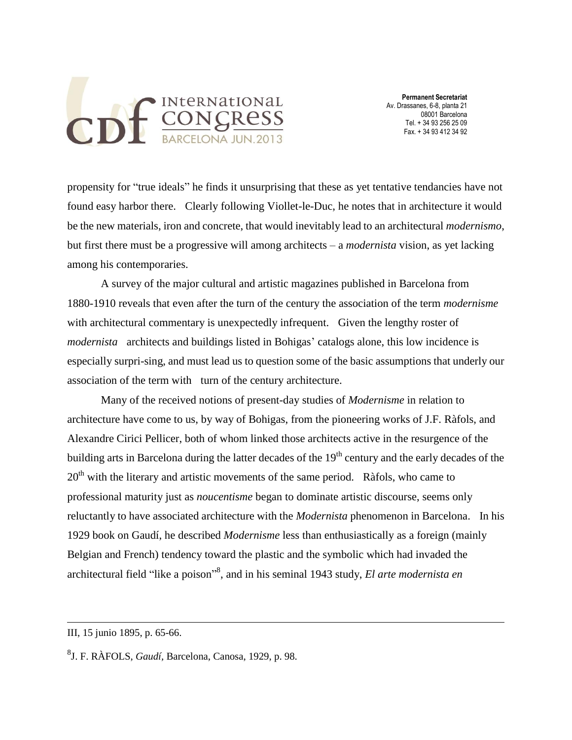propensity for "true ideals" he finds it unsurprising that these as yet tentative tendancies have not found easy harbor there. Clearly following Viollet-le-Duc, he notes that in architecture it would be the new materials, iron and concrete, that would inevitably lead to an architectural *modernismo*, but first there must be a progressive will among architects – a *modernista* vision, as yet lacking among his contemporaries.

A survey of the major cultural and artistic magazines published in Barcelona from 1880-1910 reveals that even after the turn of the century the association of the term *modernisme* with architectural commentary is unexpectedly infrequent. Given the lengthy roster of *modernista* architects and buildings listed in Bohigas' catalogs alone, this low incidence is especially surpri-sing, and must lead us to question some of the basic assumptions that underly our association of the term with turn of the century architecture.

Many of the received notions of present-day studies of *Modernisme* in relation to architecture have come to us, by way of Bohigas, from the pioneering works of J.F. Ràfols, and Alexandre Cirici Pellicer, both of whom linked those architects active in the resurgence of the building arts in Barcelona during the latter decades of the 19th century and the early decades of the 20th with the literary and artistic movements of the same period. Ràfols, who came to professional maturity just as *noucentisme* began to dominate artistic discourse, seems only reluctantly to have associated architecture with the *Modernista* phenomenon in Barcelona. In his 1929 book on Gaudí, he described *Modernisme* less than enthusiastically as a foreign (mainly Belgian and French) tendency toward the plastic and the symbolic which had invaded the architectural field "like a poison"[8], and in his seminal 1943 study, *El arte modernista en*

---

III, 15 junio 1895, p. 65-66.

[8] J. F. RÀFOLS, *Gaudí*, Barcelona, Canosa, 1929, p. 98.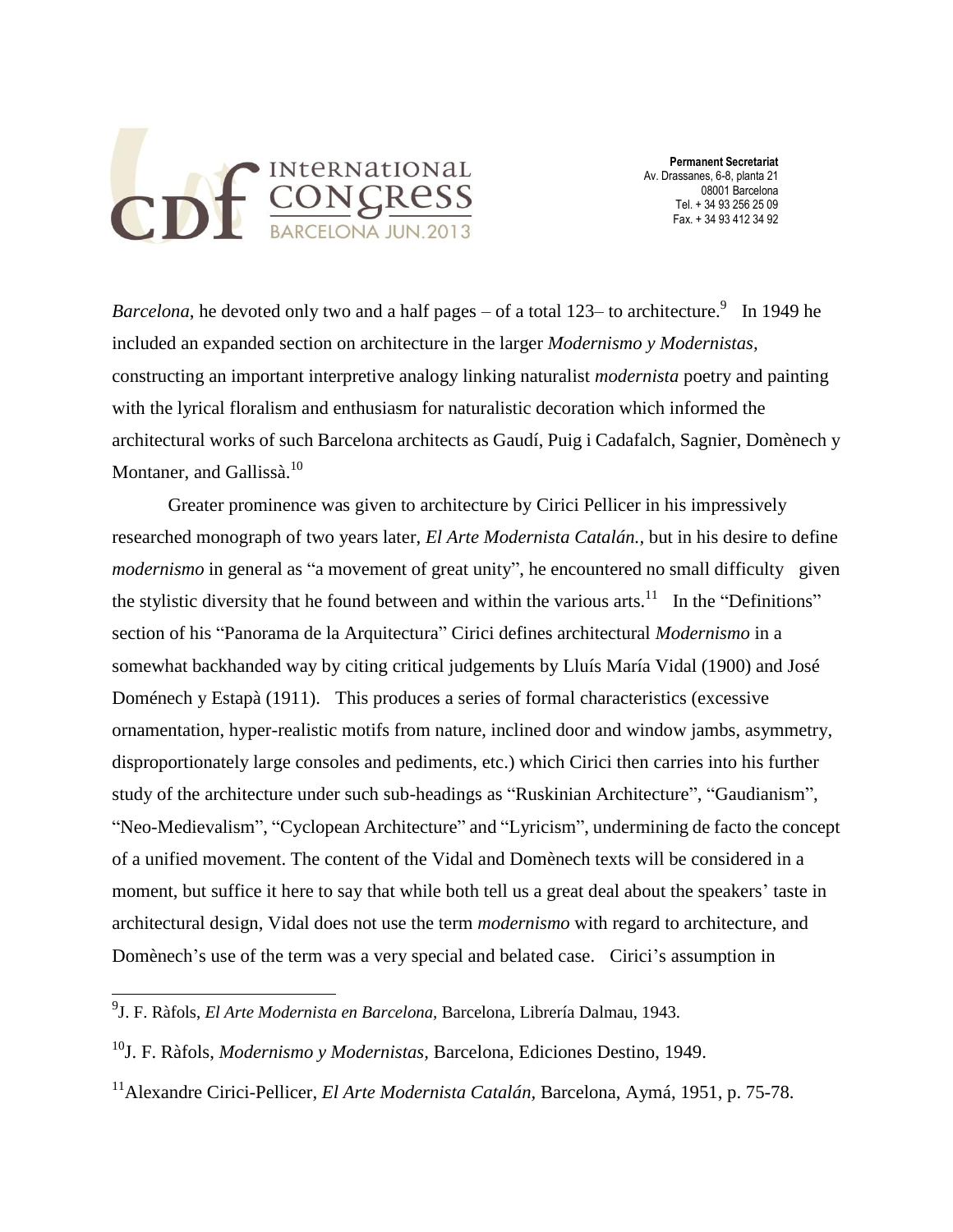*Barcelona*, he devoted only two and a half pages – of a total 123– to architecture.[9] In 1949 he included an expanded section on architecture in the larger *Modernismo y Modernistas,* constructing an important interpretive analogy linking naturalist *modernista* poetry and painting with the lyrical floralism and enthusiasm for naturalistic decoration which informed the architectural works of such Barcelona architects as Gaudí, Puig i Cadafalch, Sagnier, Domènech y Montaner, and Gallissà.[10]

Greater prominence was given to architecture by Cirici Pellicer in his impressively researched monograph of two years later, *El Arte Modernista Catalán.*, but in his desire to define *modernismo* in general as "a movement of great unity", he encountered no small difficulty given the stylistic diversity that he found between and within the various arts.[11] In the "Definitions" section of his "Panorama de la Arquitectura" Cirici defines architectural *Modernismo* in a somewhat backhanded way by citing critical judgements by Lluís María Vidal (1900) and José Doménech y Estapà (1911). This produces a series of formal characteristics (excessive ornamentation, hyper-realistic motifs from nature, inclined door and window jambs, asymmetry, disproportionately large consoles and pediments, etc.) which Cirici then carries into his further study of the architecture under such sub-headings as "Ruskinian Architecture", "Gaudianism", "Neo-Medievalism", "Cyclopean Architecture" and "Lyricism", undermining de facto the concept of a unified movement. The content of the Vidal and Domènech texts will be considered in a moment, but suffice it here to say that while both tell us a great deal about the speakers' taste in architectural design, Vidal does not use the term *modernismo* with regard to architecture, and Domènech's use of the term was a very special and belated case. Cirici's assumption in

---

[9] J. F. Ràfols, *El Arte Modernista en Barcelona,* Barcelona, Librería Dalmau, 1943.

[10] J. F. Ràfols, *Modernismo y Modernistas,* Barcelona, Ediciones Destino, 1949.

[11] Alexandre Cirici-Pellicer, *El Arte Modernista Catalán,* Barcelona, Aymá, 1951, p. 75-78.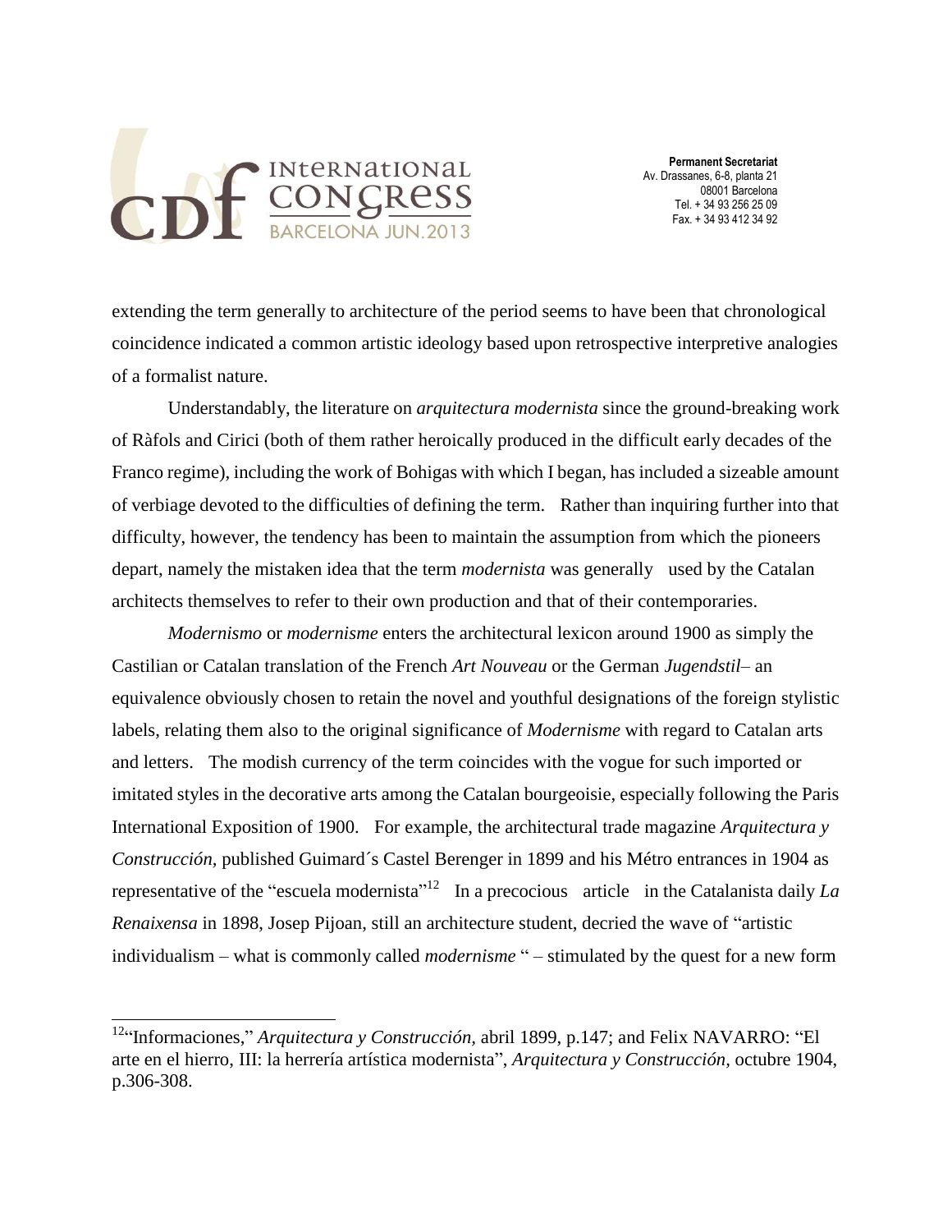extending the term generally to architecture of the period seems to have been that chronological coincidence indicated a common artistic ideology based upon retrospective interpretive analogies of a formalist nature.

Understandably, the literature on *arquitectura modernista* since the ground-breaking work of Ràfols and Cirici (both of them rather heroically produced in the difficult early decades of the Franco regime), including the work of Bohigas with which I began, has included a sizeable amount of verbiage devoted to the difficulties of defining the term. Rather than inquiring further into that difficulty, however, the tendency has been to maintain the assumption from which the pioneers depart, namely the mistaken idea that the term *modernista* was generally used by the Catalan architects themselves to refer to their own production and that of their contemporaries.

*Modernismo* or *modernisme* enters the architectural lexicon around 1900 as simply the Castilian or Catalan translation of the French *Art Nouveau* or the German *Jugendstil*– an equivalence obviously chosen to retain the novel and youthful designations of the foreign stylistic labels, relating them also to the original significance of *Modernisme* with regard to Catalan arts and letters. The modish currency of the term coincides with the vogue for such imported or imitated styles in the decorative arts among the Catalan bourgeoisie, especially following the Paris International Exposition of 1900. For example, the architectural trade magazine *Arquitectura y Construcción,* published Guimard´s Castel Berenger in 1899 and his Métro entrances in 1904 as representative of the "escuela modernista"[12] In a precocious article in the Catalanista daily *La Renaixensa* in 1898, Josep Pijoan, still an architecture student, decried the wave of "artistic individualism – what is commonly called *modernisme* " – stimulated by the quest for a new form

[12] "Informaciones," *Arquitectura y Construcción,* abril 1899, p.147; and Felix NAVARRO: "El arte en el hierro, III: la herrería artística modernista", *Arquitectura y Construcción,* octubre 1904, p.306-308.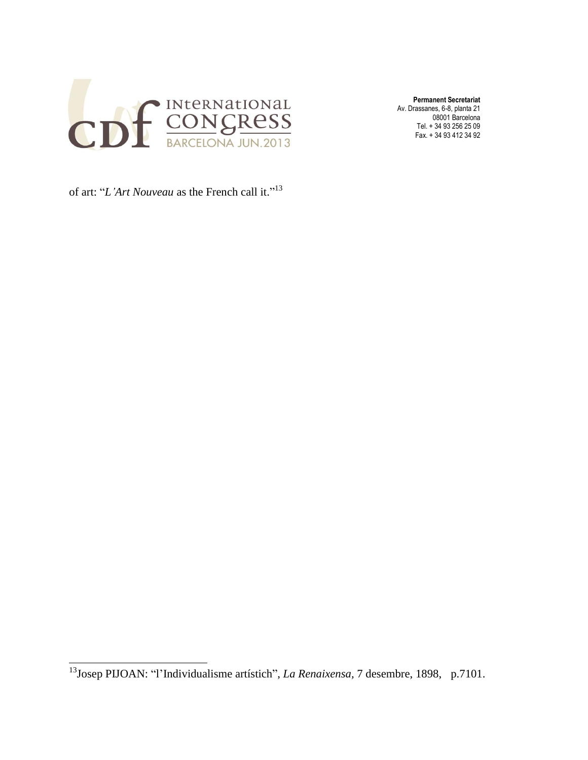of art: "*L'Art Nouveau* as the French call it."[13]

[13] Josep PIJOAN: "l'Individualisme artístich", *La Renaixensa*, 7 desembre, 1898, p.7101.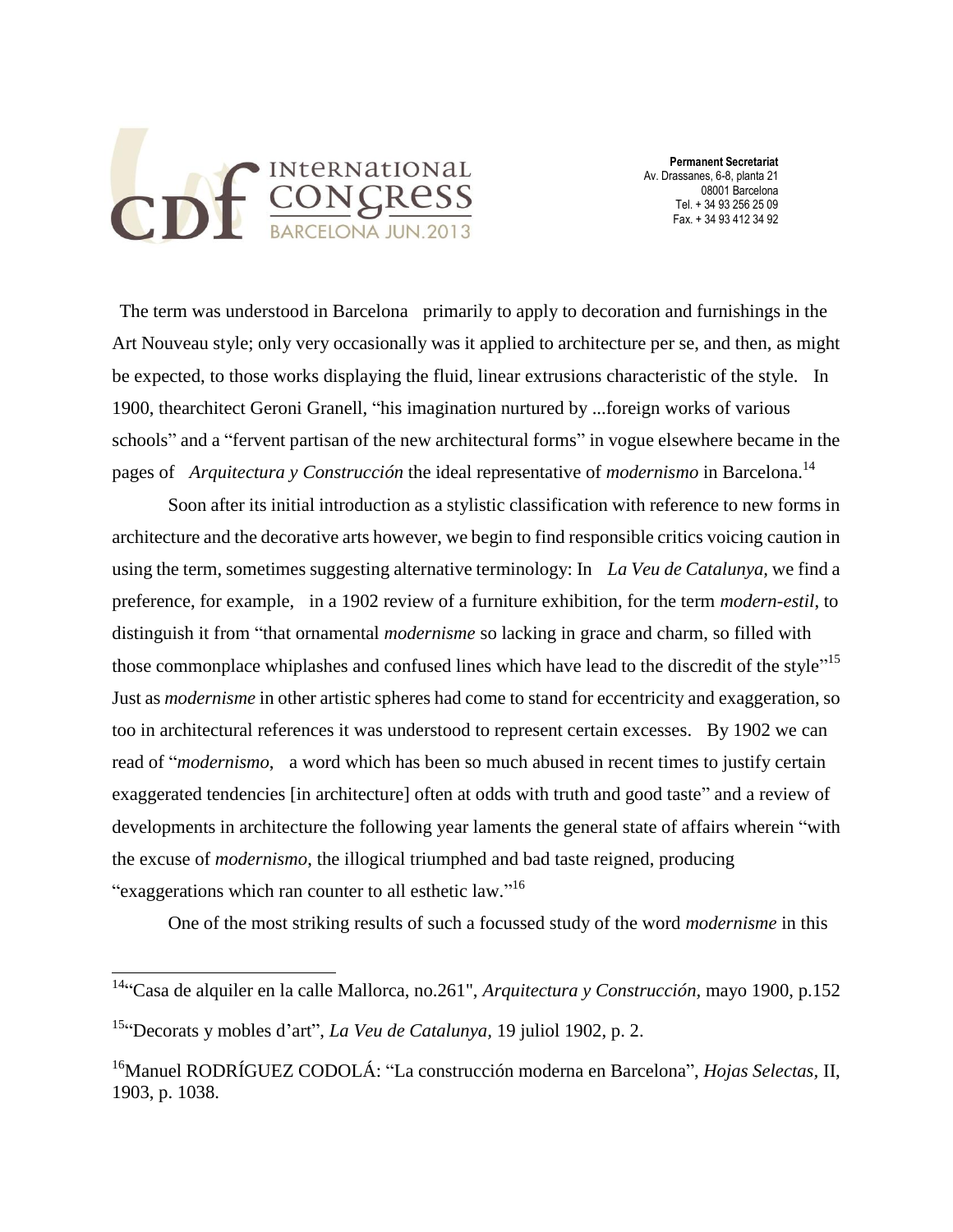The term was understood in Barcelona primarily to apply to decoration and furnishings in the Art Nouveau style; only very occasionally was it applied to architecture per se, and then, as might be expected, to those works displaying the fluid, linear extrusions characteristic of the style. In 1900, thearchitect Geroni Granell, "his imagination nurtured by ...foreign works of various schools" and a "fervent partisan of the new architectural forms" in vogue elsewhere became in the pages of *Arquitectura y Construcción* the ideal representative of *modernismo* in Barcelona.[14]

Soon after its initial introduction as a stylistic classification with reference to new forms in architecture and the decorative arts however, we begin to find responsible critics voicing caution in using the term, sometimes suggesting alternative terminology: In *La Veu de Catalunya,* we find a preference, for example, in a 1902 review of a furniture exhibition, for the term *modern-estil*, to distinguish it from "that ornamental *modernisme* so lacking in grace and charm, so filled with those commonplace whiplashes and confused lines which have lead to the discredit of the style"[15] Just as *modernisme* in other artistic spheres had come to stand for eccentricity and exaggeration, so too in architectural references it was understood to represent certain excesses. By 1902 we can read of "*modernismo*, a word which has been so much abused in recent times to justify certain exaggerated tendencies [in architecture] often at odds with truth and good taste" and a review of developments in architecture the following year laments the general state of affairs wherein "with the excuse of *modernismo*, the illogical triumphed and bad taste reigned, producing "exaggerations which ran counter to all esthetic law."[16]

One of the most striking results of such a focussed study of the word *modernisme* in this

---

[14]"Casa de alquiler en la calle Mallorca, no.261", *Arquitectura y Construcción*, mayo 1900, p.152

[15]"Decorats y mobles d'art", *La Veu de Catalunya*, 19 juliol 1902, p. 2.

[16]Manuel RODRÍGUEZ CODOLÁ: "La construcción moderna en Barcelona", *Hojas Selectas*, II, 1903, p. 1038.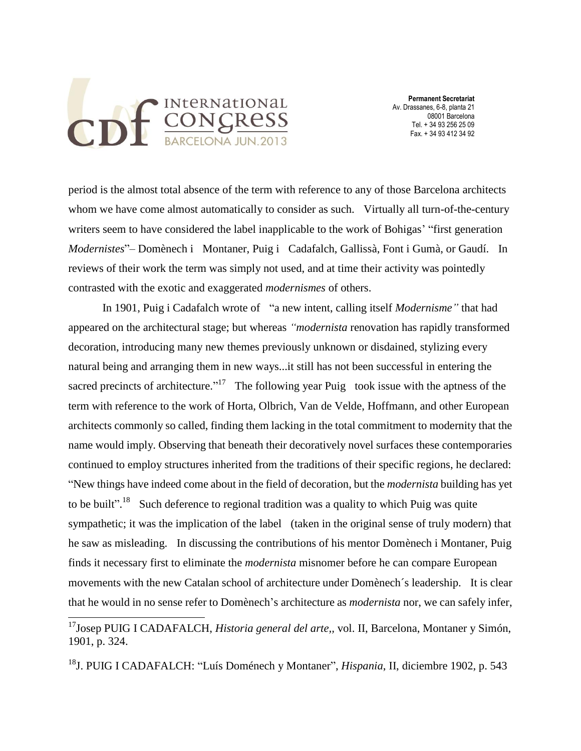period is the almost total absence of the term with reference to any of those Barcelona architects whom we have come almost automatically to consider as such. Virtually all turn-of-the-century writers seem to have considered the label inapplicable to the work of Bohigas' "first generation *Modernistes*"– Domènech i Montaner, Puig i Cadafalch, Gallissà, Font i Gumà, or Gaudí. In reviews of their work the term was simply not used, and at time their activity was pointedly contrasted with the exotic and exaggerated *modernismes* of others.

In 1901, Puig i Cadafalch wrote of "a new intent, calling itself *Modernisme"* that had appeared on the architectural stage; but whereas *"modernista* renovation has rapidly transformed decoration, introducing many new themes previously unknown or disdained, stylizing every natural being and arranging them in new ways...it still has not been successful in entering the sacred precincts of architecture."[17] The following year Puig took issue with the aptness of the term with reference to the work of Horta, Olbrich, Van de Velde, Hoffmann, and other European architects commonly so called, finding them lacking in the total commitment to modernity that the name would imply. Observing that beneath their decoratively novel surfaces these contemporaries continued to employ structures inherited from the traditions of their specific regions, he declared: "New things have indeed come about in the field of decoration, but the *modernista* building has yet to be built".[18] Such deference to regional tradition was a quality to which Puig was quite sympathetic; it was the implication of the label (taken in the original sense of truly modern) that he saw as misleading. In discussing the contributions of his mentor Domènech i Montaner, Puig finds it necessary first to eliminate the *modernista* misnomer before he can compare European movements with the new Catalan school of architecture under Domènech´s leadership. It is clear that he would in no sense refer to Domènech's architecture as *modernista* nor, we can safely infer,

---

[17] Josep PUIG I CADAFALCH, *Historia general del arte*,, vol. II, Barcelona, Montaner y Simón, 1901, p. 324.

[18] J. PUIG I CADAFALCH: "Luís Doménech y Montaner", *Hispania*, II, diciembre 1902, p. 543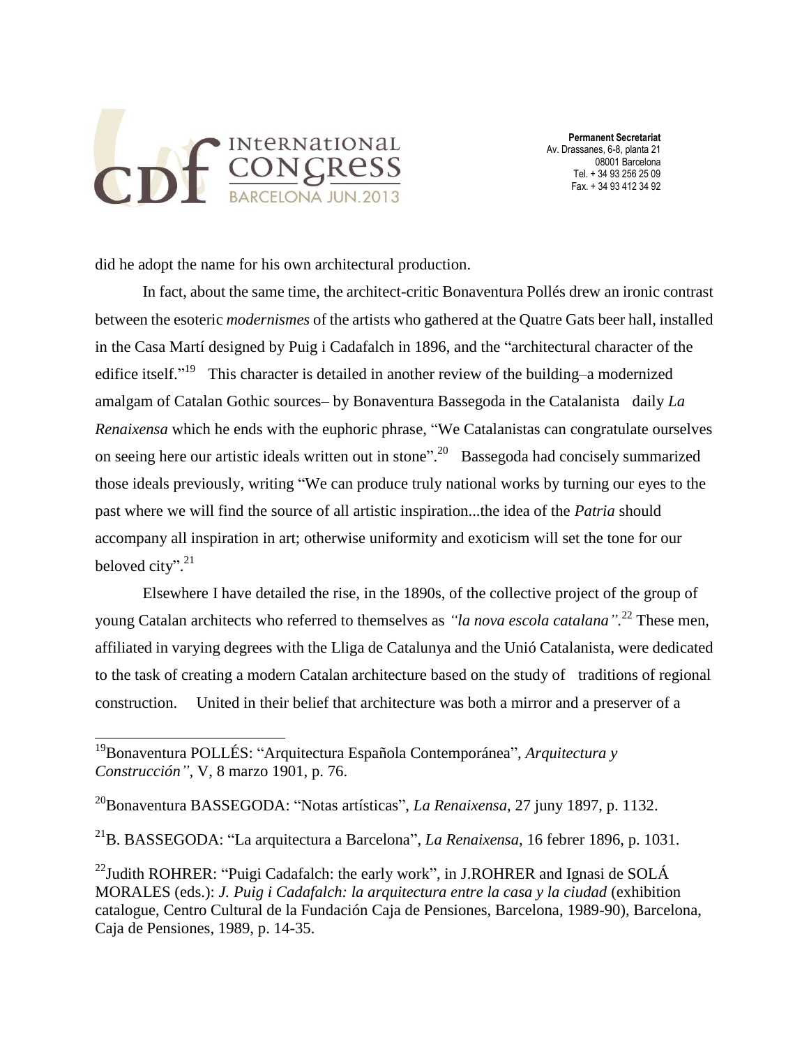did he adopt the name for his own architectural production.

In fact, about the same time, the architect-critic Bonaventura Pollés drew an ironic contrast between the esoteric *modernismes* of the artists who gathered at the Quatre Gats beer hall, installed in the Casa Martí designed by Puig i Cadafalch in 1896, and the "architectural character of the edifice itself."[19] This character is detailed in another review of the building–a modernized amalgam of Catalan Gothic sources– by Bonaventura Bassegoda in the Catalanista daily *La Renaixensa* which he ends with the euphoric phrase, "We Catalanistas can congratulate ourselves on seeing here our artistic ideals written out in stone".[20] Bassegoda had concisely summarized those ideals previously, writing "We can produce truly national works by turning our eyes to the past where we will find the source of all artistic inspiration...the idea of the *Patria* should accompany all inspiration in art; otherwise uniformity and exoticism will set the tone for our beloved city".[21]

Elsewhere I have detailed the rise, in the 1890s, of the collective project of the group of young Catalan architects who referred to themselves as *"la nova escola catalana"*.[22] These men, affiliated in varying degrees with the Lliga de Catalunya and the Unió Catalanista, were dedicated to the task of creating a modern Catalan architecture based on the study of traditions of regional construction. United in their belief that architecture was both a mirror and a preserver of a

---

[19]Bonaventura POLLÉS: "Arquitectura Española Contemporánea", *Arquitectura y Construcción"*, V, 8 marzo 1901, p. 76.

[20]Bonaventura BASSEGODA: "Notas artísticas", *La Renaixensa*, 27 juny 1897, p. 1132.

[21]B. BASSEGODA: "La arquitectura a Barcelona", *La Renaixensa,* 16 febrer 1896, p. 1031.

[22]Judith ROHRER: "Puigi Cadafalch: the early work", in J.ROHRER and Ignasi de SOLÁ MORALES (eds.): *J. Puig i Cadafalch: la arquitectura entre la casa y la ciudad* (exhibition catalogue, Centro Cultural de la Fundación Caja de Pensiones, Barcelona, 1989-90), Barcelona, Caja de Pensiones, 1989, p. 14-35.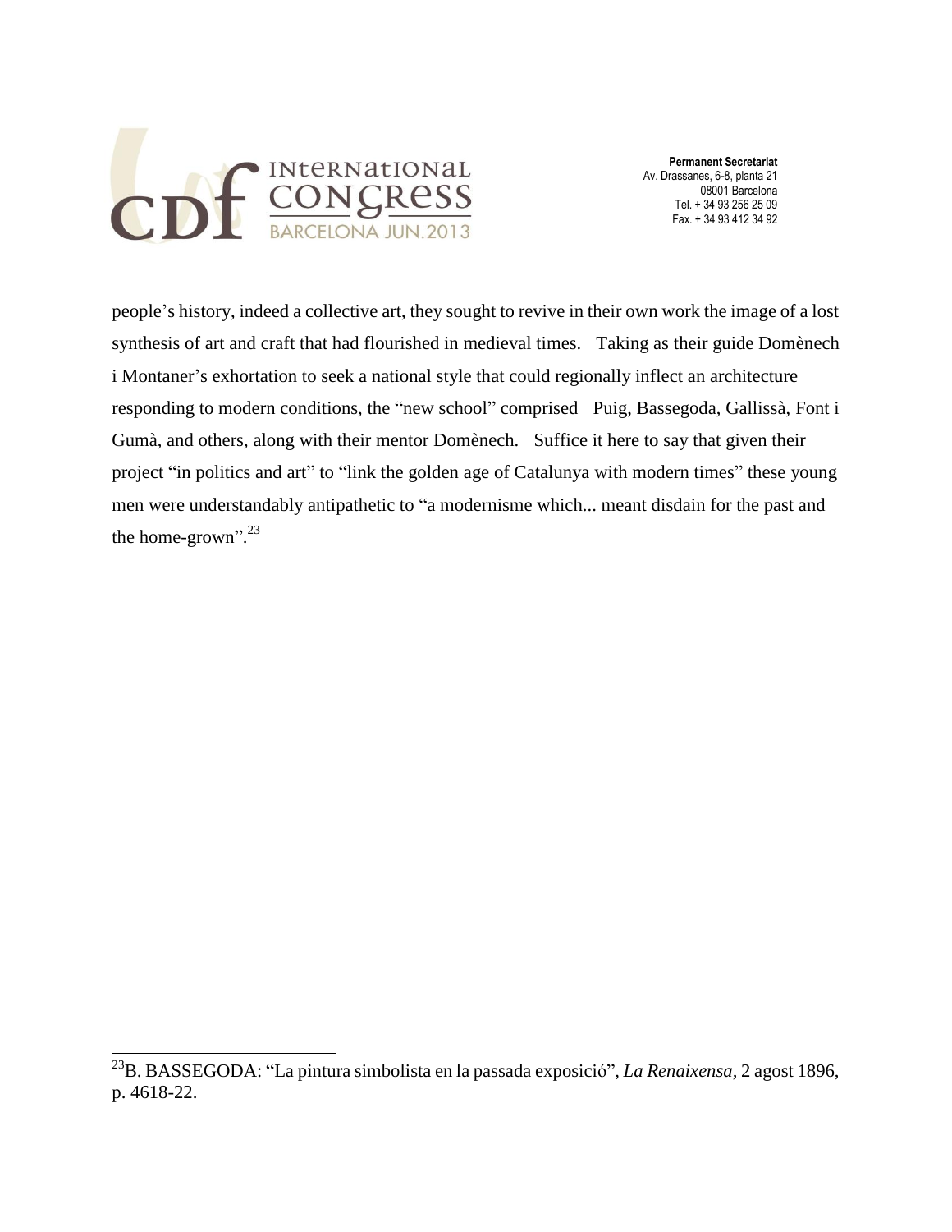people's history, indeed a collective art, they sought to revive in their own work the image of a lost synthesis of art and craft that had flourished in medieval times. Taking as their guide Domènech i Montaner's exhortation to seek a national style that could regionally inflect an architecture responding to modern conditions, the "new school" comprised Puig, Bassegoda, Gallissà, Font i Gumà, and others, along with their mentor Domènech. Suffice it here to say that given their project "in politics and art" to "link the golden age of Catalunya with modern times" these young men were understandably antipathetic to "a modernisme which... meant disdain for the past and the home-grown".[23]

---

[23] B. BASSEGODA: "La pintura simbolista en la passada exposició", *La Renaixensa*, 2 agost 1896, p. 4618-22.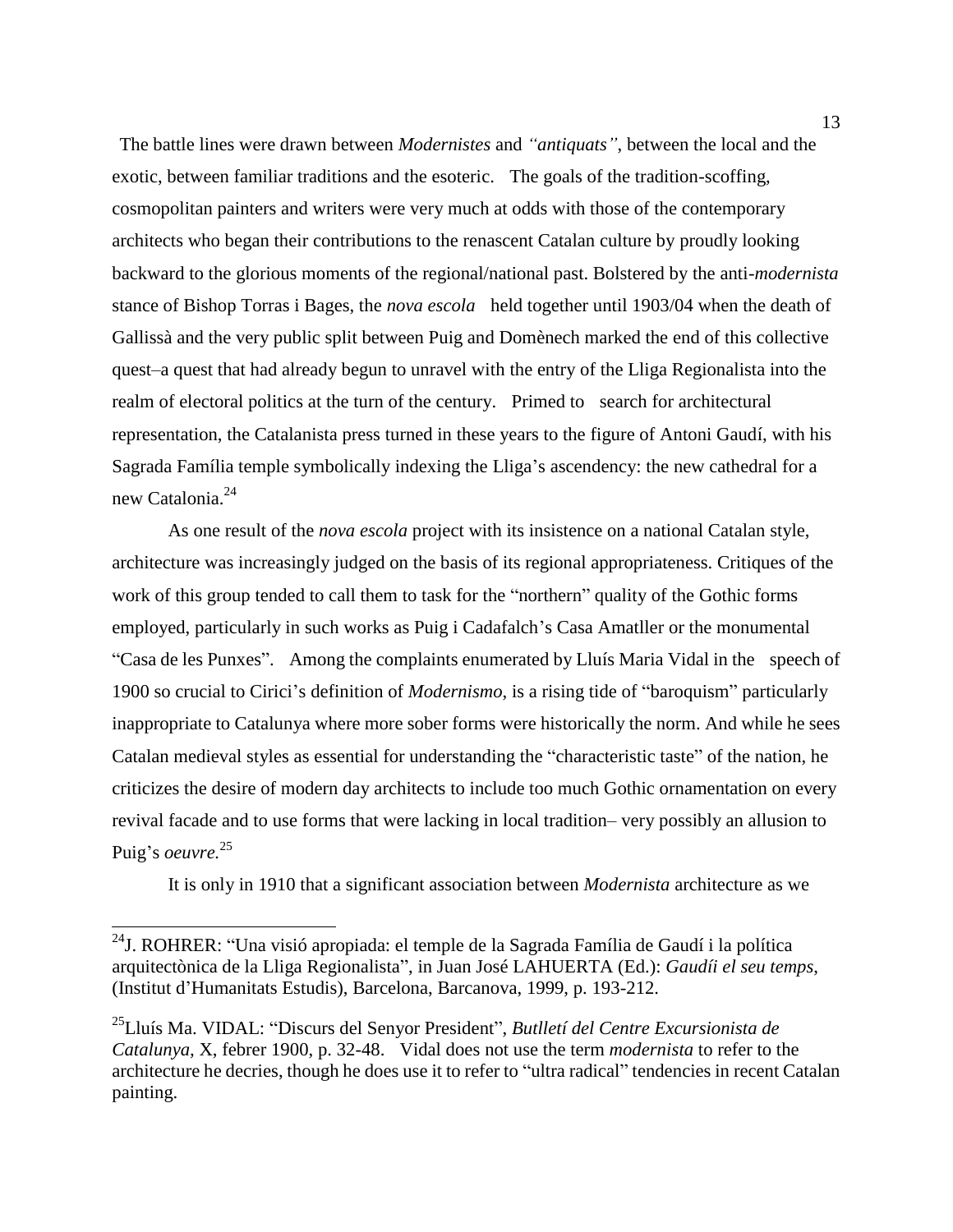The battle lines were drawn between *Modernistes* and *"antiquats"*, between the local and the exotic, between familiar traditions and the esoteric. The goals of the tradition-scoffing, cosmopolitan painters and writers were very much at odds with those of the contemporary architects who began their contributions to the renascent Catalan culture by proudly looking backward to the glorious moments of the regional/national past. Bolstered by the anti-*modernista* stance of Bishop Torras i Bages, the *nova escola* held together until 1903/04 when the death of Gallissà and the very public split between Puig and Domènech marked the end of this collective quest–a quest that had already begun to unravel with the entry of the Lliga Regionalista into the realm of electoral politics at the turn of the century. Primed to search for architectural representation, the Catalanista press turned in these years to the figure of Antoni Gaudí, with his Sagrada Família temple symbolically indexing the Lliga's ascendency: the new cathedral for a new Catalonia.[24]

As one result of the *nova escola* project with its insistence on a national Catalan style, architecture was increasingly judged on the basis of its regional appropriateness. Critiques of the work of this group tended to call them to task for the "northern" quality of the Gothic forms employed, particularly in such works as Puig i Cadafalch's Casa Amatller or the monumental "Casa de les Punxes". Among the complaints enumerated by Lluís Maria Vidal in the speech of 1900 so crucial to Cirici's definition of *Modernismo*, is a rising tide of "baroquism" particularly inappropriate to Catalunya where more sober forms were historically the norm. And while he sees Catalan medieval styles as essential for understanding the "characteristic taste" of the nation, he criticizes the desire of modern day architects to include too much Gothic ornamentation on every revival facade and to use forms that were lacking in local tradition– very possibly an allusion to Puig's *oeuvre.*[25]

It is only in 1910 that a significant association between *Modernista* architecture as we

---

[24]J. ROHRER: "Una visió apropiada: el temple de la Sagrada Família de Gaudí i la política arquitectònica de la Lliga Regionalista", in Juan José LAHUERTA (Ed.): *Gaudíi el seu temps*, (Institut d'Humanitats Estudis), Barcelona, Barcanova, 1999, p. 193-212.

[25]Lluís Ma. VIDAL: "Discurs del Senyor President", *Butlletí del Centre Excursionista de Catalunya,* X, febrer 1900, p. 32-48. Vidal does not use the term *modernista* to refer to the architecture he decries, though he does use it to refer to "ultra radical" tendencies in recent Catalan painting.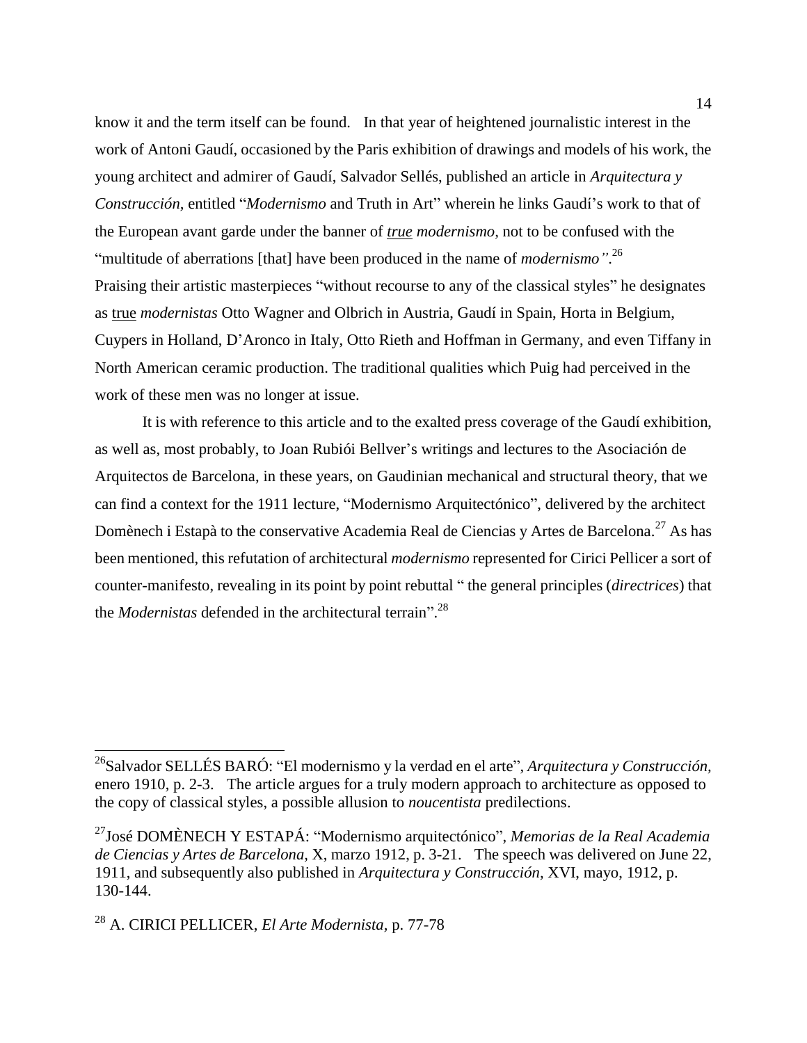know it and the term itself can be found. In that year of heightened journalistic interest in the work of Antoni Gaudí, occasioned by the Paris exhibition of drawings and models of his work, the young architect and admirer of Gaudí, Salvador Sellés, published an article in *Arquitectura y Construcción,* entitled "*Modernismo* and Truth in Art" wherein he links Gaudí's work to that of the European avant garde under the banner of <u>*true*</u> *modernismo,* not to be confused with the "multitude of aberrations [that] have been produced in the name of *modernismo"*.[26] Praising their artistic masterpieces "without recourse to any of the classical styles" he designates as <u>true</u> *modernistas* Otto Wagner and Olbrich in Austria, Gaudí in Spain, Horta in Belgium, Cuypers in Holland, D'Aronco in Italy, Otto Rieth and Hoffman in Germany, and even Tiffany in North American ceramic production. The traditional qualities which Puig had perceived in the work of these men was no longer at issue.

It is with reference to this article and to the exalted press coverage of the Gaudí exhibition, as well as, most probably, to Joan Rubiói Bellver's writings and lectures to the Asociación de Arquitectos de Barcelona, in these years, on Gaudinian mechanical and structural theory, that we can find a context for the 1911 lecture, "Modernismo Arquitectónico", delivered by the architect Domènech i Estapà to the conservative Academia Real de Ciencias y Artes de Barcelona.[27] As has been mentioned, this refutation of architectural *modernismo* represented for Cirici Pellicer a sort of counter-manifesto, revealing in its point by point rebuttal " the general principles (*directrices*) that the *Modernistas* defended in the architectural terrain".[28]

---

[26] Salvador SELLÉS BARÓ: "El modernismo y la verdad en el arte", *Arquitectura y Construcción,* enero 1910, p. 2-3. The article argues for a truly modern approach to architecture as opposed to the copy of classical styles, a possible allusion to *noucentista* predilections.

[27] José DOMÈNECH Y ESTAPÁ: "Modernismo arquitectónico", *Memorias de la Real Academia de Ciencias y Artes de Barcelona,* X, marzo 1912, p. 3-21. The speech was delivered on June 22, 1911, and subsequently also published in *Arquitectura y Construcción,* XVI, mayo, 1912, p. 130-144.

[28] A. CIRICI PELLICER, *El Arte Modernista*, p. 77-78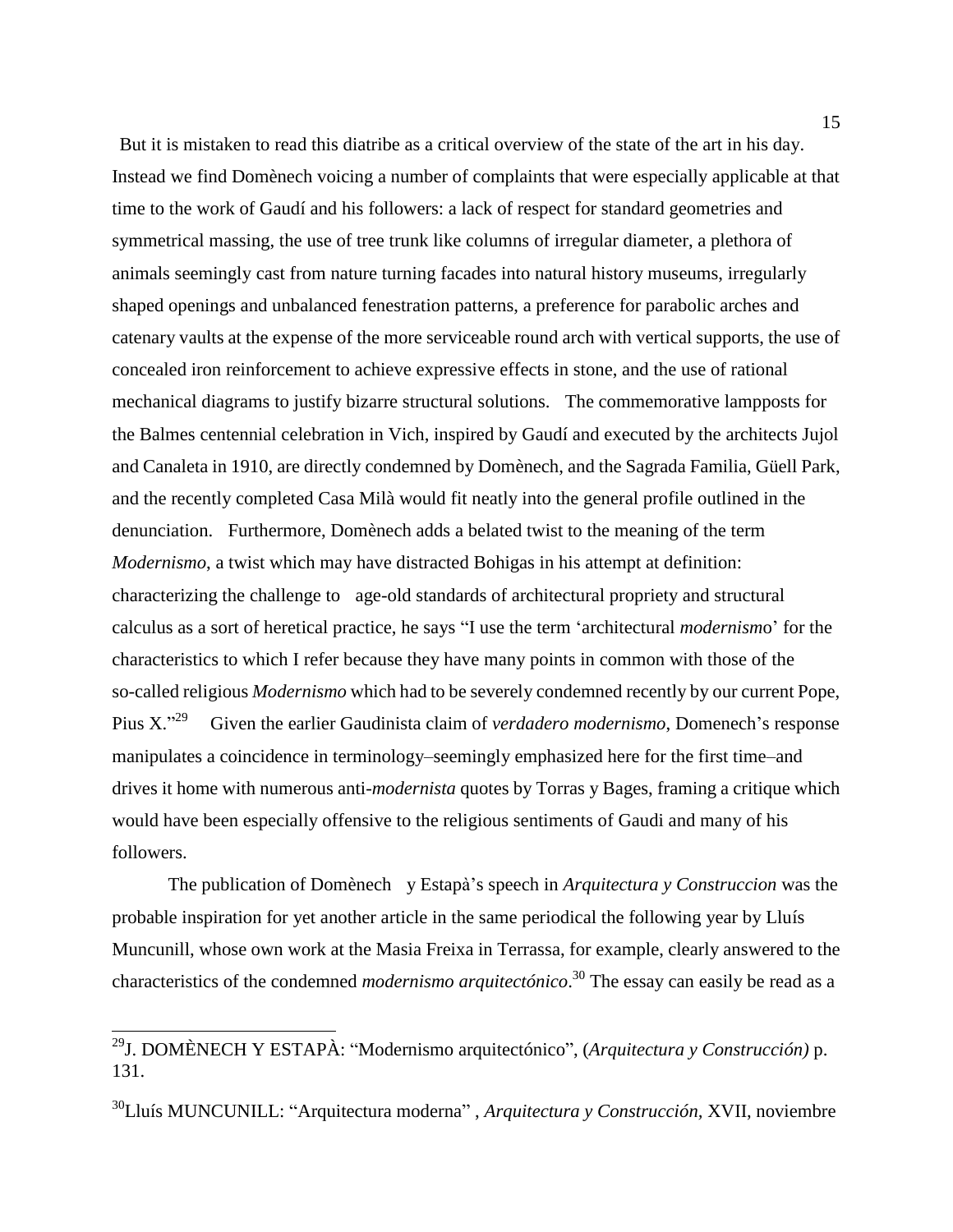But it is mistaken to read this diatribe as a critical overview of the state of the art in his day. Instead we find Domènech voicing a number of complaints that were especially applicable at that time to the work of Gaudí and his followers: a lack of respect for standard geometries and symmetrical massing, the use of tree trunk like columns of irregular diameter, a plethora of animals seemingly cast from nature turning facades into natural history museums, irregularly shaped openings and unbalanced fenestration patterns, a preference for parabolic arches and catenary vaults at the expense of the more serviceable round arch with vertical supports, the use of concealed iron reinforcement to achieve expressive effects in stone, and the use of rational mechanical diagrams to justify bizarre structural solutions. The commemorative lampposts for the Balmes centennial celebration in Vich, inspired by Gaudí and executed by the architects Jujol and Canaleta in 1910, are directly condemned by Domènech, and the Sagrada Familia, Güell Park, and the recently completed Casa Milà would fit neatly into the general profile outlined in the denunciation. Furthermore, Domènech adds a belated twist to the meaning of the term *Modernismo*, a twist which may have distracted Bohigas in his attempt at definition: characterizing the challenge to age-old standards of architectural propriety and structural calculus as a sort of heretical practice, he says "I use the term 'architectural *modernism*o' for the characteristics to which I refer because they have many points in common with those of the so-called religious *Modernismo* which had to be severely condemned recently by our current Pope, Pius X."[29] Given the earlier Gaudinista claim of *verdadero modernismo*, Domenech's response manipulates a coincidence in terminology–seemingly emphasized here for the first time–and drives it home with numerous anti-*modernista* quotes by Torras y Bages, framing a critique which would have been especially offensive to the religious sentiments of Gaudi and many of his followers.

The publication of Domènech y Estapà's speech in *Arquitectura y Construccion* was the probable inspiration for yet another article in the same periodical the following year by Lluís Muncunill, whose own work at the Masia Freixa in Terrassa, for example, clearly answered to the characteristics of the condemned *modernismo arquitectónico*.[30] The essay can easily be read as a

---

[29] J. DOMÈNECH Y ESTAPÀ: "Modernismo arquitectónico", (*Arquitectura y Construcción)* p. 131.

[30] Lluís MUNCUNILL: "Arquitectura moderna" , *Arquitectura y Construcción*, XVII, noviembre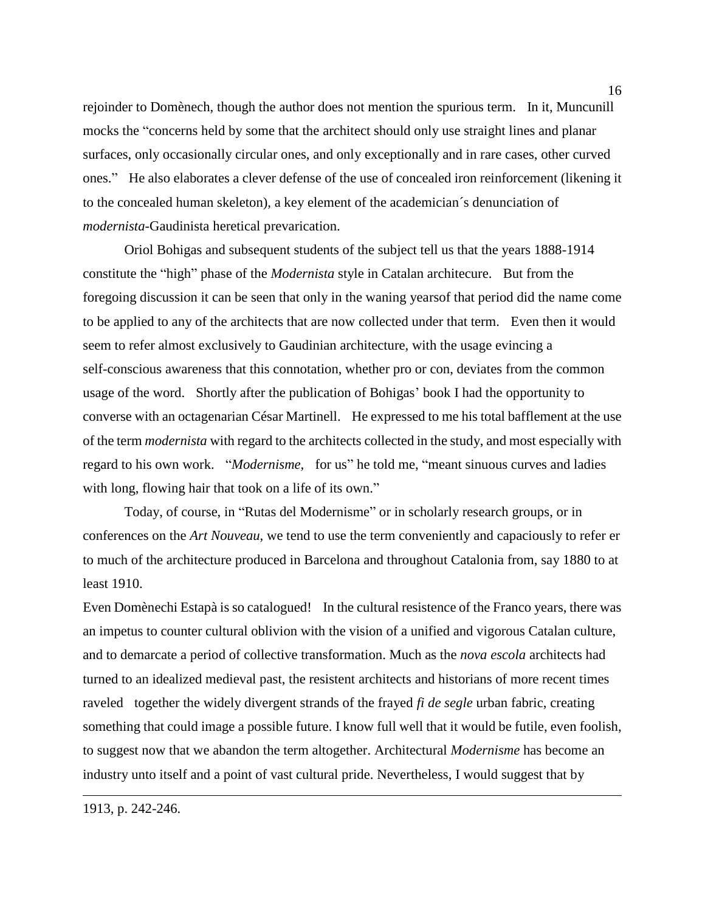rejoinder to Domènech, though the author does not mention the spurious term. In it, Muncunill mocks the "concerns held by some that the architect should only use straight lines and planar surfaces, only occasionally circular ones, and only exceptionally and in rare cases, other curved ones." He also elaborates a clever defense of the use of concealed iron reinforcement (likening it to the concealed human skeleton), a key element of the academician´s denunciation of *modernista*-Gaudinista heretical prevarication.

Oriol Bohigas and subsequent students of the subject tell us that the years 1888-1914 constitute the "high" phase of the *Modernista* style in Catalan architecure. But from the foregoing discussion it can be seen that only in the waning yearsof that period did the name come to be applied to any of the architects that are now collected under that term. Even then it would seem to refer almost exclusively to Gaudinian architecture, with the usage evincing a self-conscious awareness that this connotation, whether pro or con, deviates from the common usage of the word. Shortly after the publication of Bohigas' book I had the opportunity to converse with an octagenarian César Martinell. He expressed to me his total bafflement at the use of the term *modernista* with regard to the architects collected in the study, and most especially with regard to his own work. "*Modernisme,* for us" he told me, "meant sinuous curves and ladies with long, flowing hair that took on a life of its own."

Today, of course, in "Rutas del Modernisme" or in scholarly research groups, or in conferences on the *Art Nouveau,* we tend to use the term conveniently and capaciously to refer er to much of the architecture produced in Barcelona and throughout Catalonia from, say 1880 to at least 1910.

Even Domènechi Estapà is so catalogued! In the cultural resistence of the Franco years, there was an impetus to counter cultural oblivion with the vision of a unified and vigorous Catalan culture, and to demarcate a period of collective transformation. Much as the *nova escola* architects had turned to an idealized medieval past, the resistent architects and historians of more recent times raveled together the widely divergent strands of the frayed *fi de segle* urban fabric, creating something that could image a possible future. I know full well that it would be futile, even foolish, to suggest now that we abandon the term altogether. Architectural *Modernisme* has become an industry unto itself and a point of vast cultural pride. Nevertheless, I would suggest that by

---

1913, p. 242-246.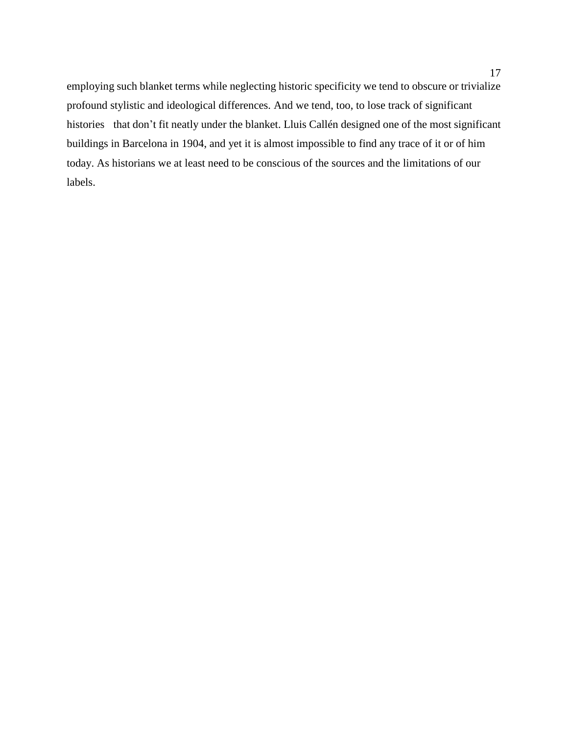employing such blanket terms while neglecting historic specificity we tend to obscure or trivialize profound stylistic and ideological differences. And we tend, too, to lose track of significant histories that don't fit neatly under the blanket. Lluis Callén designed one of the most significant buildings in Barcelona in 1904, and yet it is almost impossible to find any trace of it or of him today. As historians we at least need to be conscious of the sources and the limitations of our labels.